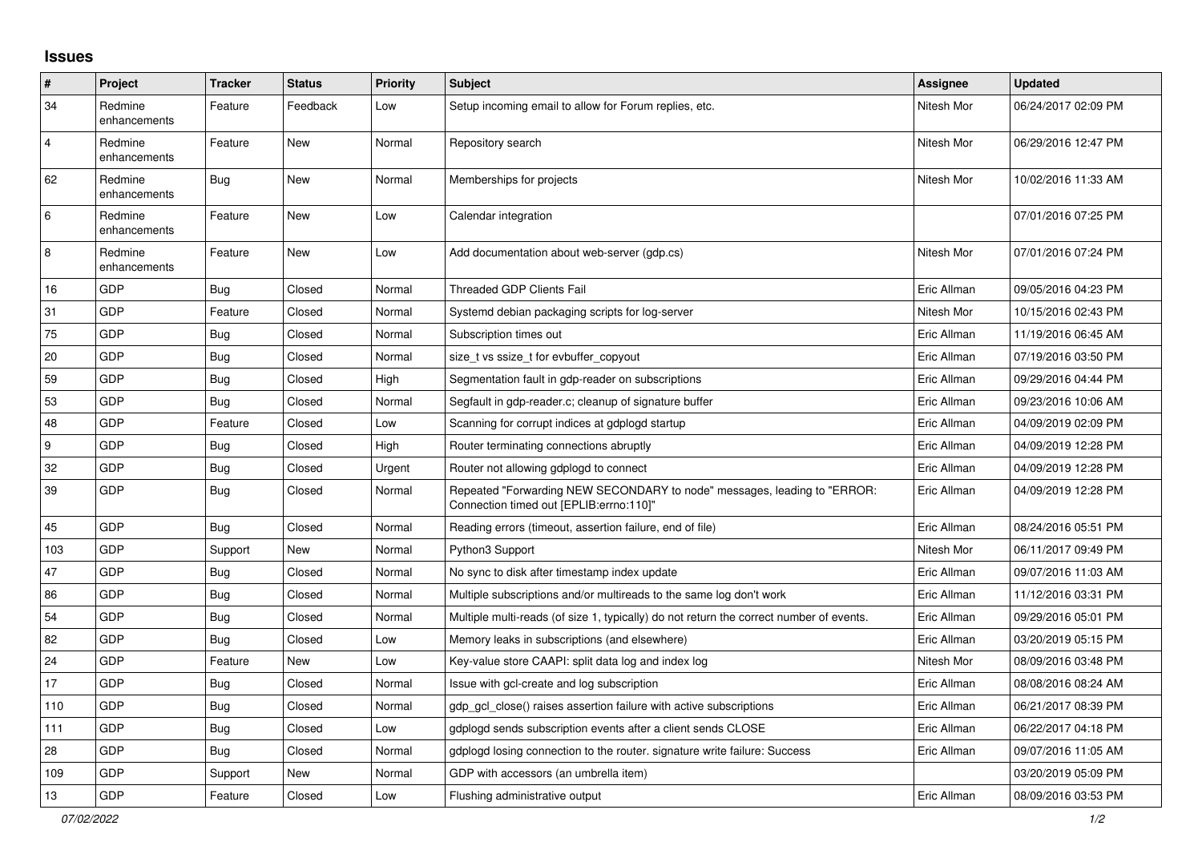## Issues

| # | Project | Tracker | Status | Priority | Subject | Assignee | Updated |
|---|---|---|---|---|---|---|---|
| 34 | Redmine enhancements | Feature | Feedback | Low | Setup incoming email to allow for Forum replies, etc. | Nitesh Mor | 06/24/2017 02:09 PM |
| 4 | Redmine enhancements | Feature | New | Normal | Repository search | Nitesh Mor | 06/29/2016 12:47 PM |
| 62 | Redmine enhancements | Bug | New | Normal | Memberships for projects | Nitesh Mor | 10/02/2016 11:33 AM |
| 6 | Redmine enhancements | Feature | New | Low | Calendar integration | | 07/01/2016 07:25 PM |
| 8 | Redmine enhancements | Feature | New | Low | Add documentation about web-server (gdp.cs) | Nitesh Mor | 07/01/2016 07:24 PM |
| 16 | GDP | Bug | Closed | Normal | Threaded GDP Clients Fail | Eric Allman | 09/05/2016 04:23 PM |
| 31 | GDP | Feature | Closed | Normal | Systemd debian packaging scripts for log-server | Nitesh Mor | 10/15/2016 02:43 PM |
| 75 | GDP | Bug | Closed | Normal | Subscription times out | Eric Allman | 11/19/2016 06:45 AM |
| 20 | GDP | Bug | Closed | Normal | size_t vs ssize_t for evbuffer_copyout | Eric Allman | 07/19/2016 03:50 PM |
| 59 | GDP | Bug | Closed | High | Segmentation fault in gdp-reader on subscriptions | Eric Allman | 09/29/2016 04:44 PM |
| 53 | GDP | Bug | Closed | Normal | Segfault in gdp-reader.c; cleanup of signature buffer | Eric Allman | 09/23/2016 10:06 AM |
| 48 | GDP | Feature | Closed | Low | Scanning for corrupt indices at gdplogd startup | Eric Allman | 04/09/2019 02:09 PM |
| 9 | GDP | Bug | Closed | High | Router terminating connections abruptly | Eric Allman | 04/09/2019 12:28 PM |
| 32 | GDP | Bug | Closed | Urgent | Router not allowing gdplogd to connect | Eric Allman | 04/09/2019 12:28 PM |
| 39 | GDP | Bug | Closed | Normal | Repeated "Forwarding NEW SECONDARY to node" messages, leading to "ERROR: Connection timed out [EPLIB:errno:110]" | Eric Allman | 04/09/2019 12:28 PM |
| 45 | GDP | Bug | Closed | Normal | Reading errors (timeout, assertion failure, end of file) | Eric Allman | 08/24/2016 05:51 PM |
| 103 | GDP | Support | New | Normal | Python3 Support | Nitesh Mor | 06/11/2017 09:49 PM |
| 47 | GDP | Bug | Closed | Normal | No sync to disk after timestamp index update | Eric Allman | 09/07/2016 11:03 AM |
| 86 | GDP | Bug | Closed | Normal | Multiple subscriptions and/or multireads to the same log don't work | Eric Allman | 11/12/2016 03:31 PM |
| 54 | GDP | Bug | Closed | Normal | Multiple multi-reads (of size 1, typically) do not return the correct number of events. | Eric Allman | 09/29/2016 05:01 PM |
| 82 | GDP | Bug | Closed | Low | Memory leaks in subscriptions (and elsewhere) | Eric Allman | 03/20/2019 05:15 PM |
| 24 | GDP | Feature | New | Low | Key-value store CAAPI: split data log and index log | Nitesh Mor | 08/09/2016 03:48 PM |
| 17 | GDP | Bug | Closed | Normal | Issue with gcl-create and log subscription | Eric Allman | 08/08/2016 08:24 AM |
| 110 | GDP | Bug | Closed | Normal | gdp_gcl_close() raises assertion failure with active subscriptions | Eric Allman | 06/21/2017 08:39 PM |
| 111 | GDP | Bug | Closed | Low | gdplogd sends subscription events after a client sends CLOSE | Eric Allman | 06/22/2017 04:18 PM |
| 28 | GDP | Bug | Closed | Normal | gdplogd losing connection to the router. signature write failure: Success | Eric Allman | 09/07/2016 11:05 AM |
| 109 | GDP | Support | New | Normal | GDP with accessors (an umbrella item) | | 03/20/2019 05:09 PM |
| 13 | GDP | Feature | Closed | Low | Flushing administrative output | Eric Allman | 08/09/2016 03:53 PM |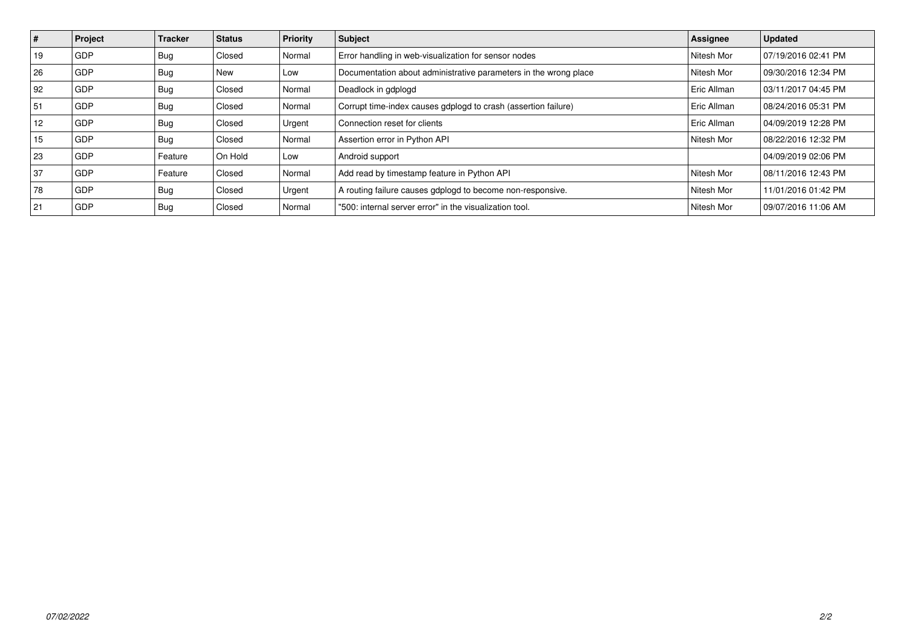| # | Project | Tracker | Status | Priority | Subject | Assignee | Updated |
|---|---|---|---|---|---|---|---|
| 19 | GDP | Bug | Closed | Normal | Error handling in web-visualization for sensor nodes | Nitesh Mor | 07/19/2016 02:41 PM |
| 26 | GDP | Bug | New | Low | Documentation about administrative parameters in the wrong place | Nitesh Mor | 09/30/2016 12:34 PM |
| 92 | GDP | Bug | Closed | Normal | Deadlock in gdplogd | Eric Allman | 03/11/2017 04:45 PM |
| 51 | GDP | Bug | Closed | Normal | Corrupt time-index causes gdplogd to crash (assertion failure) | Eric Allman | 08/24/2016 05:31 PM |
| 12 | GDP | Bug | Closed | Urgent | Connection reset for clients | Eric Allman | 04/09/2019 12:28 PM |
| 15 | GDP | Bug | Closed | Normal | Assertion error in Python API | Nitesh Mor | 08/22/2016 12:32 PM |
| 23 | GDP | Feature | On Hold | Low | Android support | | 04/09/2019 02:06 PM |
| 37 | GDP | Feature | Closed | Normal | Add read by timestamp feature in Python API | Nitesh Mor | 08/11/2016 12:43 PM |
| 78 | GDP | Bug | Closed | Urgent | A routing failure causes gdplogd to become non-responsive. | Nitesh Mor | 11/01/2016 01:42 PM |
| 21 | GDP | Bug | Closed | Normal | "500: internal server error" in the visualization tool. | Nitesh Mor | 09/07/2016 11:06 AM |